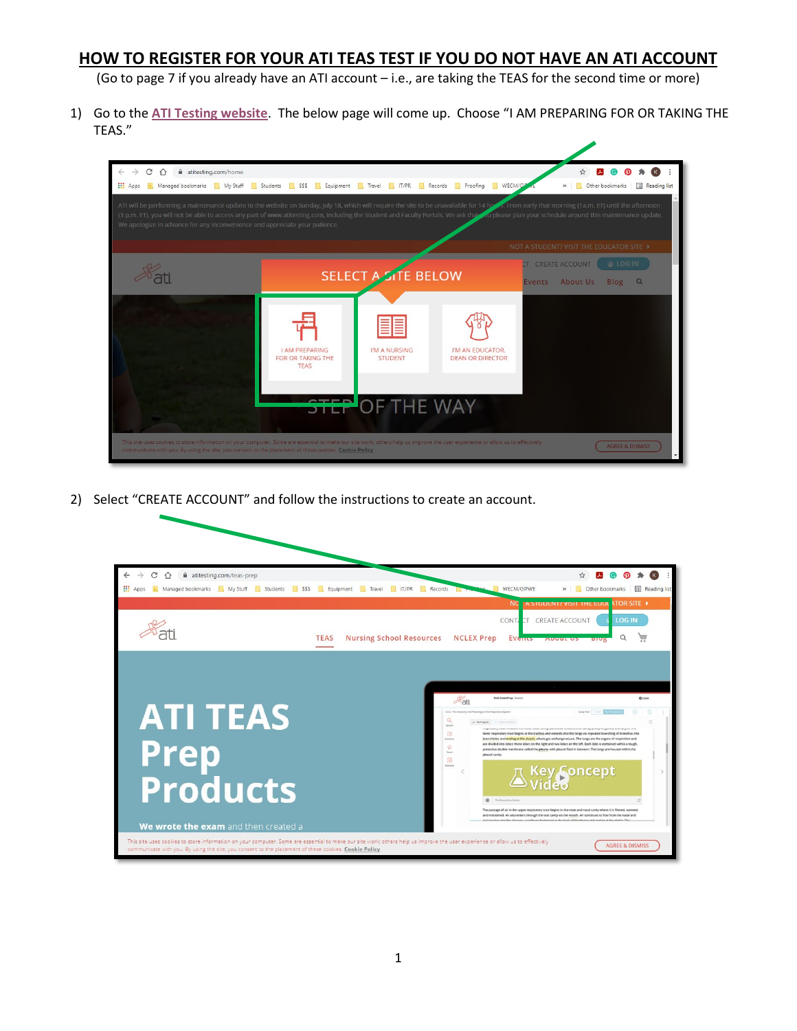# HOW TO REGISTER FOR YOUR ATI TEAS TEST IF YOU DO NOT HAVE AN ATI ACCOUNT

(Go to page 7 if you already have an ATI account – i.e., are taking the TEAS for the second time or more)

1) Go to the ATI Testing website. The below page will come up. Choose "I AM PREPARING FOR OR TAKING THE TEAS."

2) Select "CREATE ACCOUNT" and follow the instructions to create an account.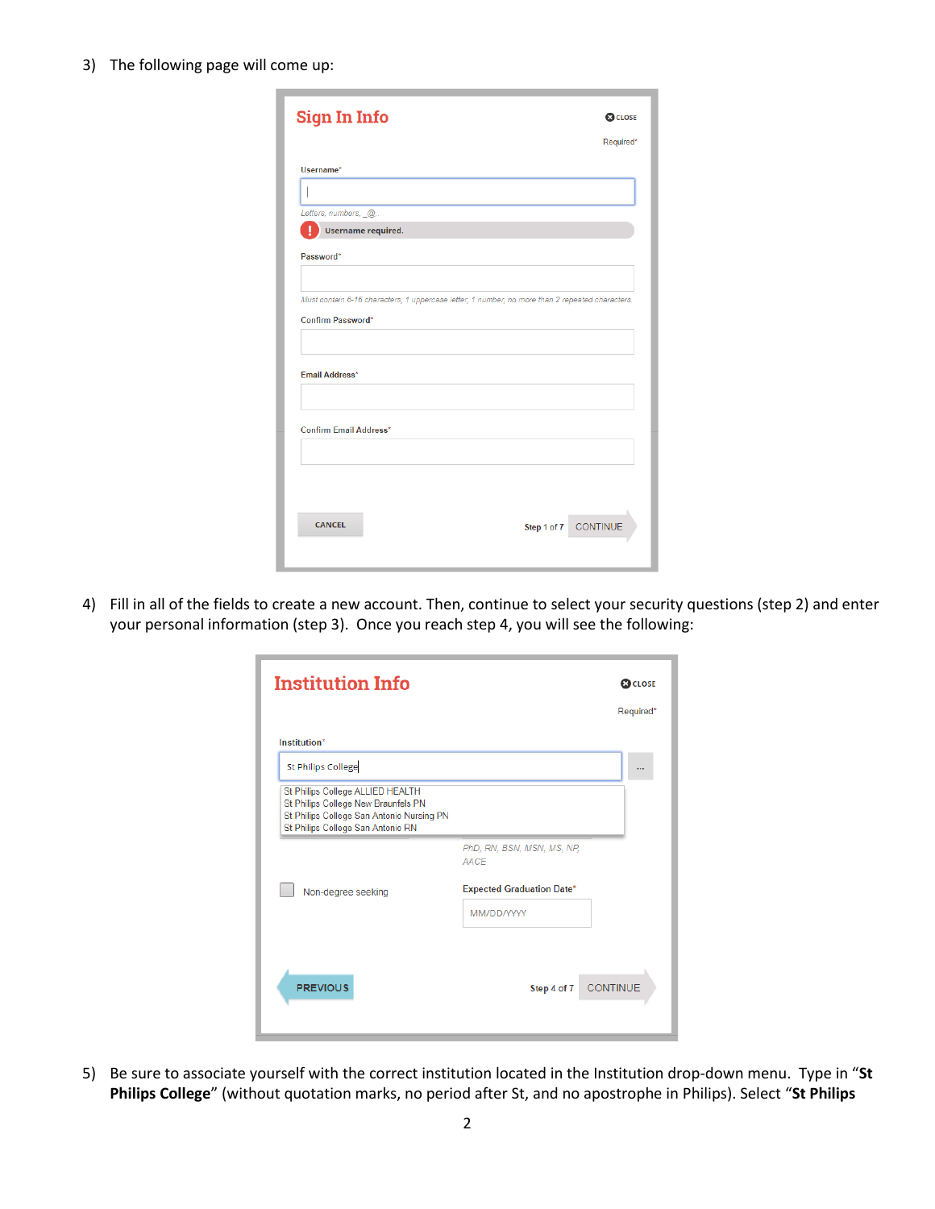3) The following page will come up:

**Sign In Info**

CLOSE

Required*

Username*

Letters, numbers, _@.

Username required.

Password*

Must contain 6-16 characters, 1 uppercase letter, 1 number, no more than 2 repeated characters

Confirm Password*

Email Address*

Confirm Email Address*

CANCEL

Step 1 of 7 CONTINUE

4) Fill in all of the fields to create a new account. Then, continue to select your security questions (step 2) and enter your personal information (step 3). Once you reach step 4, you will see the following:

**Institution Info**

CLOSE

Required*

Institution*

St Philips College

St Philips College ALLIED HEALTH
St Philips College New Braunfels PN
St Philips College San Antonio Nursing PN
St Philips College San Antonio RN

PhD, RN, BSN, MSN, MS, NP, AACE

Non-degree seeking

Expected Graduation Date*

MM/DD/YYYY

PREVIOUS

Step 4 of 7 CONTINUE

5) Be sure to associate yourself with the correct institution located in the Institution drop-down menu. Type in "**St Philips College**" (without quotation marks, no period after St, and no apostrophe in Philips). Select "**St Philips**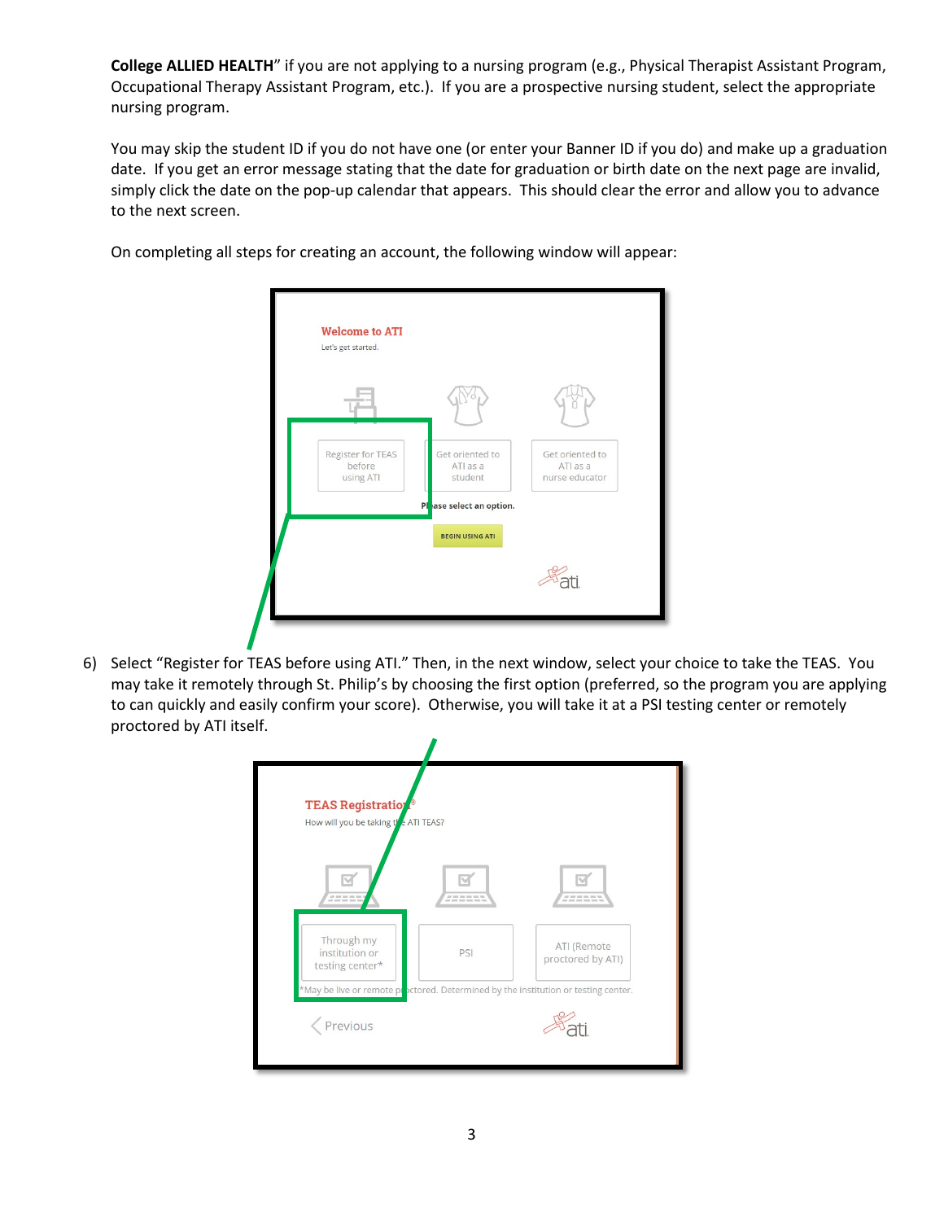College ALLIED HEALTH" if you are not applying to a nursing program (e.g., Physical Therapist Assistant Program, Occupational Therapy Assistant Program, etc.). If you are a prospective nursing student, select the appropriate nursing program.

You may skip the student ID if you do not have one (or enter your Banner ID if you do) and make up a graduation date. If you get an error message stating that the date for graduation or birth date on the next page are invalid, simply click the date on the pop-up calendar that appears. This should clear the error and allow you to advance to the next screen.

On completing all steps for creating an account, the following window will appear:

Welcome to ATI
Let's get started.

Register for TEAS before using ATI
Get oriented to ATI as a student
Get oriented to ATI as a nurse educator

Please select an option.

BEGIN USING ATI

ati

6) Select "Register for TEAS before using ATI." Then, in the next window, select your choice to take the TEAS. You may take it remotely through St. Philip's by choosing the first option (preferred, so the program you are applying to can quickly and easily confirm your score). Otherwise, you will take it at a PSI testing center or remotely proctored by ATI itself.

TEAS Registration®
How will you be taking the ATI TEAS?

Through my institution or testing center*
PSI
ATI (Remote proctored by ATI)

*May be live or remote proctored. Determined by the institution or testing center.

Previous

ati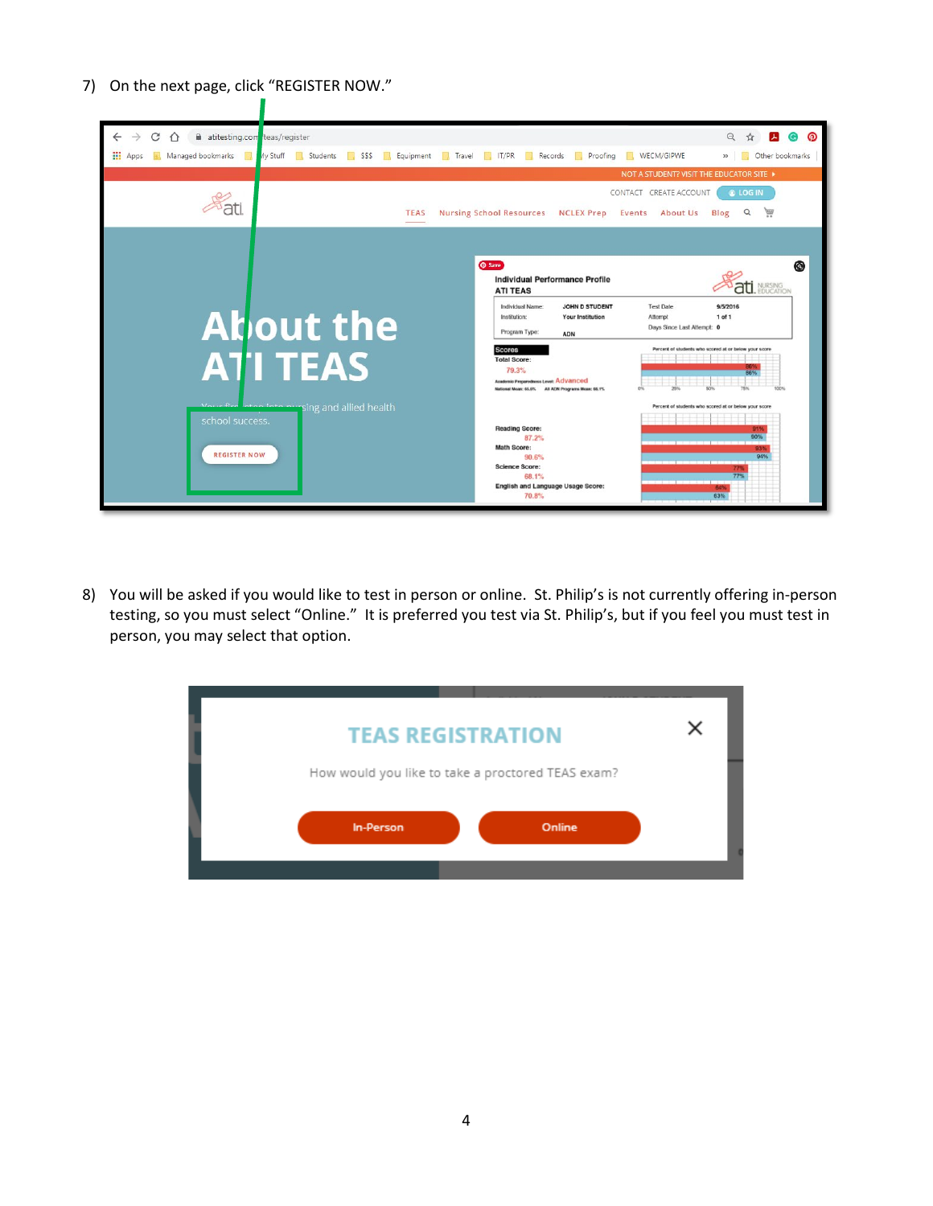7) On the next page, click "REGISTER NOW."

8) You will be asked if you would like to test in person or online. St. Philip's is not currently offering in-person testing, so you must select "Online." It is preferred you test via St. Philip's, but if you feel you must test in person, you may select that option.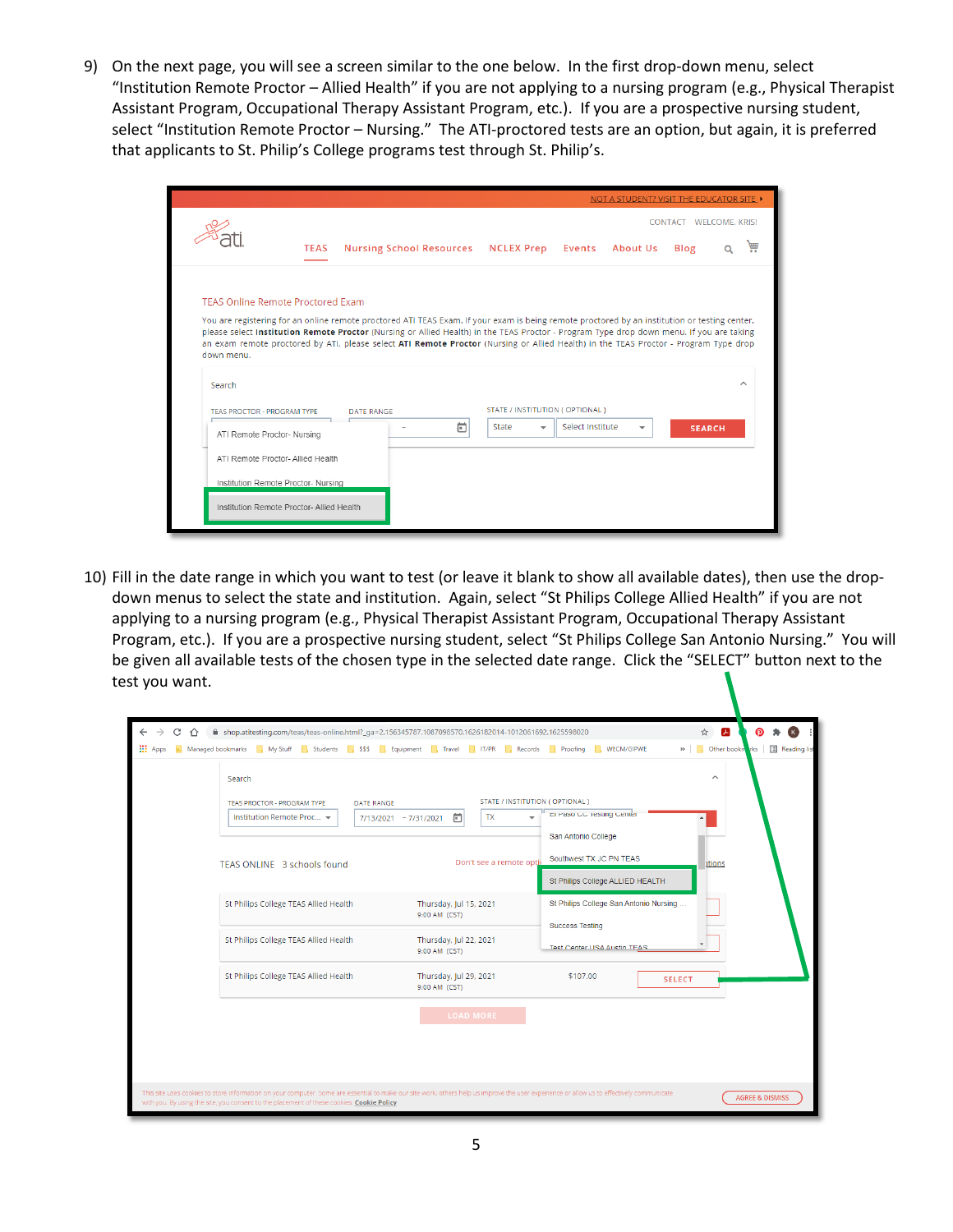9) On the next page, you will see a screen similar to the one below. In the first drop-down menu, select "Institution Remote Proctor – Allied Health" if you are not applying to a nursing program (e.g., Physical Therapist Assistant Program, Occupational Therapy Assistant Program, etc.). If you are a prospective nursing student, select "Institution Remote Proctor – Nursing." The ATI-proctored tests are an option, but again, it is preferred that applicants to St. Philip's College programs test through St. Philip's.

10) Fill in the date range in which you want to test (or leave it blank to show all available dates), then use the drop-down menus to select the state and institution. Again, select "St Philips College Allied Health" if you are not applying to a nursing program (e.g., Physical Therapist Assistant Program, Occupational Therapy Assistant Program, etc.). If you are a prospective nursing student, select "St Philips College San Antonio Nursing." You will be given all available tests of the chosen type in the selected date range. Click the "SELECT" button next to the test you want.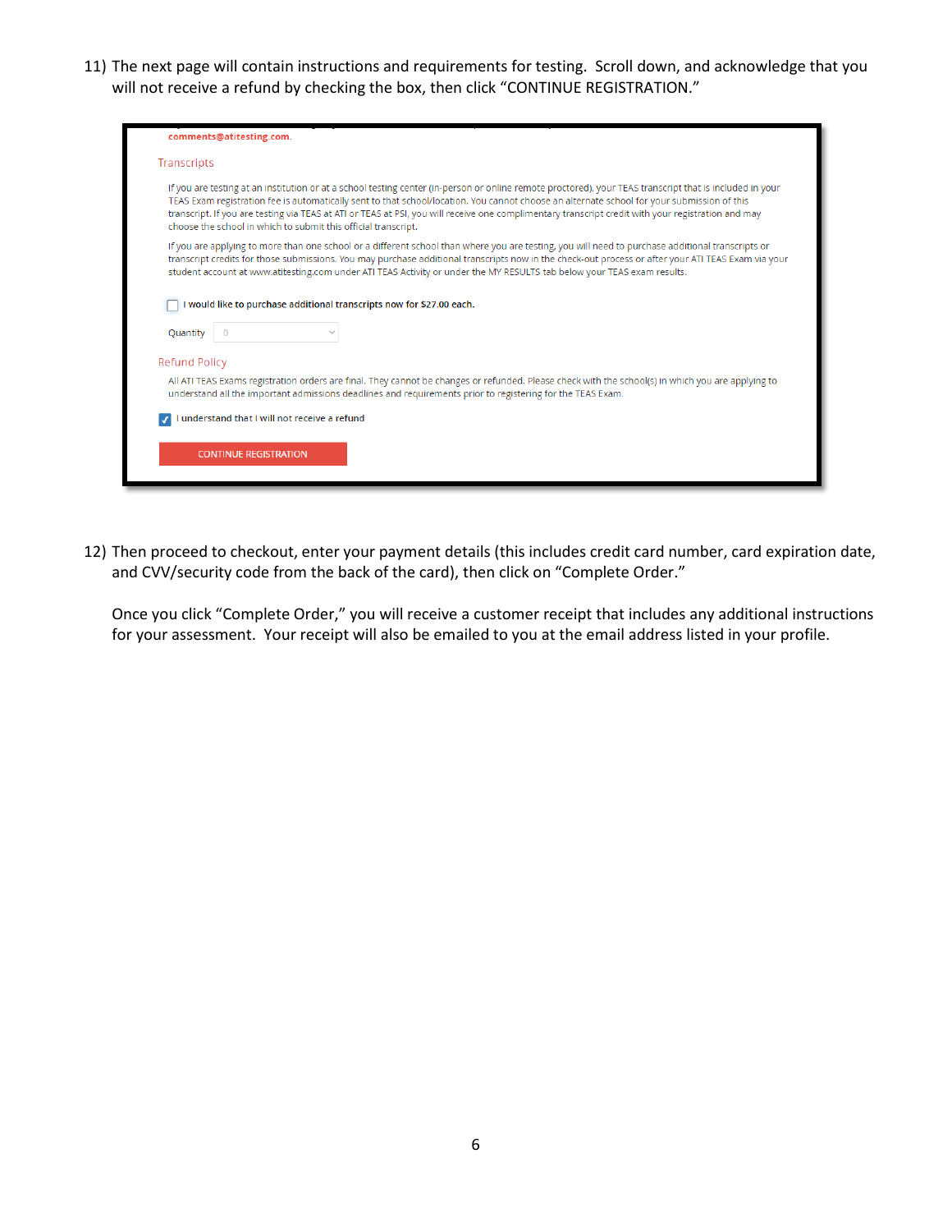11) The next page will contain instructions and requirements for testing. Scroll down, and acknowledge that you will not receive a refund by checking the box, then click "CONTINUE REGISTRATION."

comments@atitesting.com.

Transcripts

If you are testing at an institution or at a school testing center (in-person or online remote proctored), your TEAS transcript that is included in your TEAS Exam registration fee is automatically sent to that school/location. You cannot choose an alternate school for your submission of this transcript. If you are testing via TEAS at ATI or TEAS at PSI, you will receive one complimentary transcript credit with your registration and may choose the school in which to submit this official transcript.

If you are applying to more than one school or a different school than where you are testing, you will need to purchase additional transcripts or transcript credits for those submissions. You may purchase additional transcripts now in the check-out process or after your ATI TEAS Exam via your student account at www.atitesting.com under ATI TEAS Activity or under the MY RESULTS tab below your TEAS exam results.

☐ I would like to purchase additional transcripts now for $27.00 each.

Quantity 0

Refund Policy

All ATI TEAS Exams registration orders are final. They cannot be changes or refunded. Please check with the school(s) in which you are applying to understand all the important admissions deadlines and requirements prior to registering for the TEAS Exam.

☑ I understand that I will not receive a refund

CONTINUE REGISTRATION

12) Then proceed to checkout, enter your payment details (this includes credit card number, card expiration date, and CVV/security code from the back of the card), then click on "Complete Order."

Once you click "Complete Order," you will receive a customer receipt that includes any additional instructions for your assessment. Your receipt will also be emailed to you at the email address listed in your profile.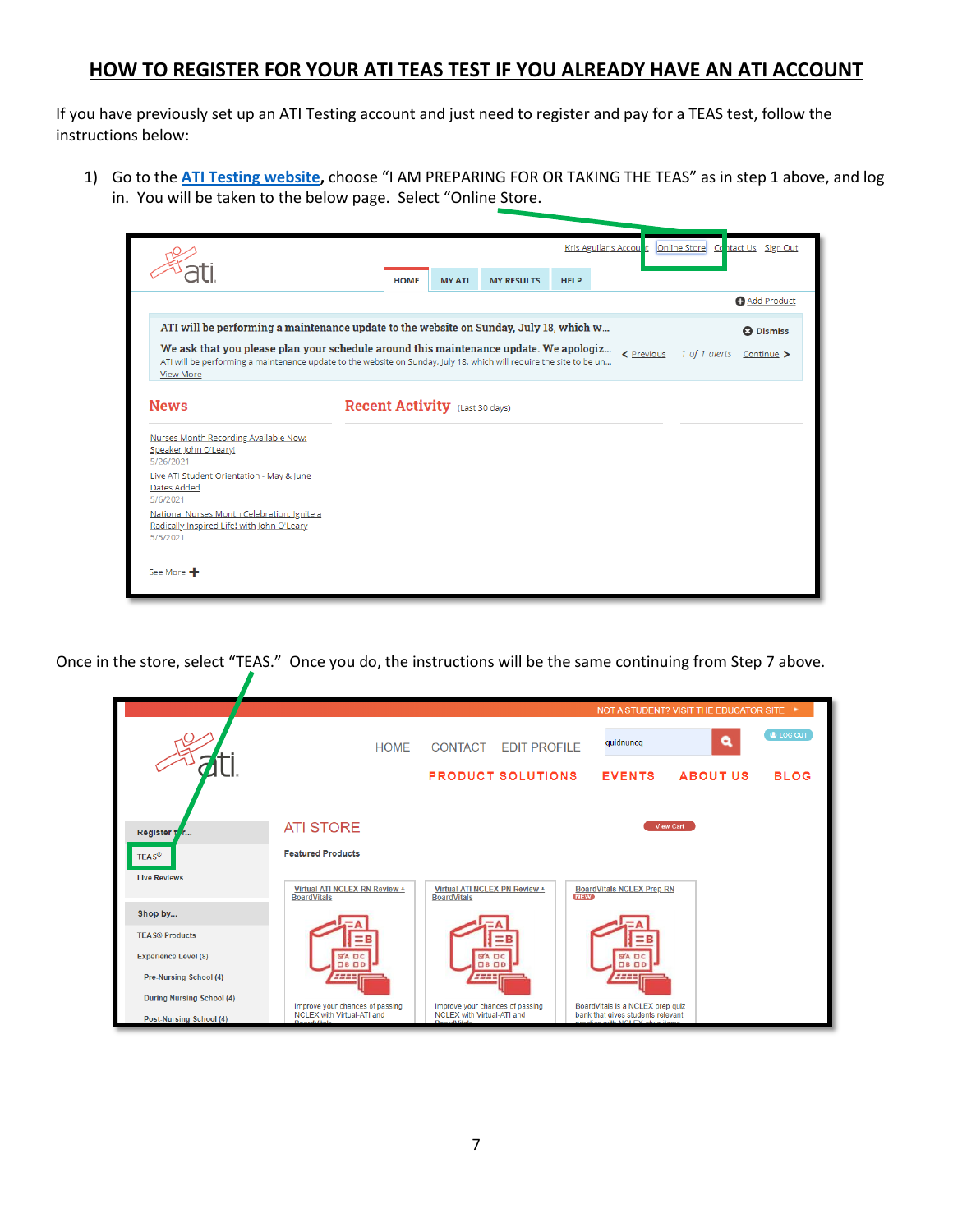## HOW TO REGISTER FOR YOUR ATI TEAS TEST IF YOU ALREADY HAVE AN ATI ACCOUNT

If you have previously set up an ATI Testing account and just need to register and pay for a TEAS test, follow the instructions below:

1) Go to the [ATI Testing website](), choose "I AM PREPARING FOR OR TAKING THE TEAS" as in step 1 above, and log in. You will be taken to the below page. Select "Online Store.

Once in the store, select "TEAS." Once you do, the instructions will be the same continuing from Step 7 above.